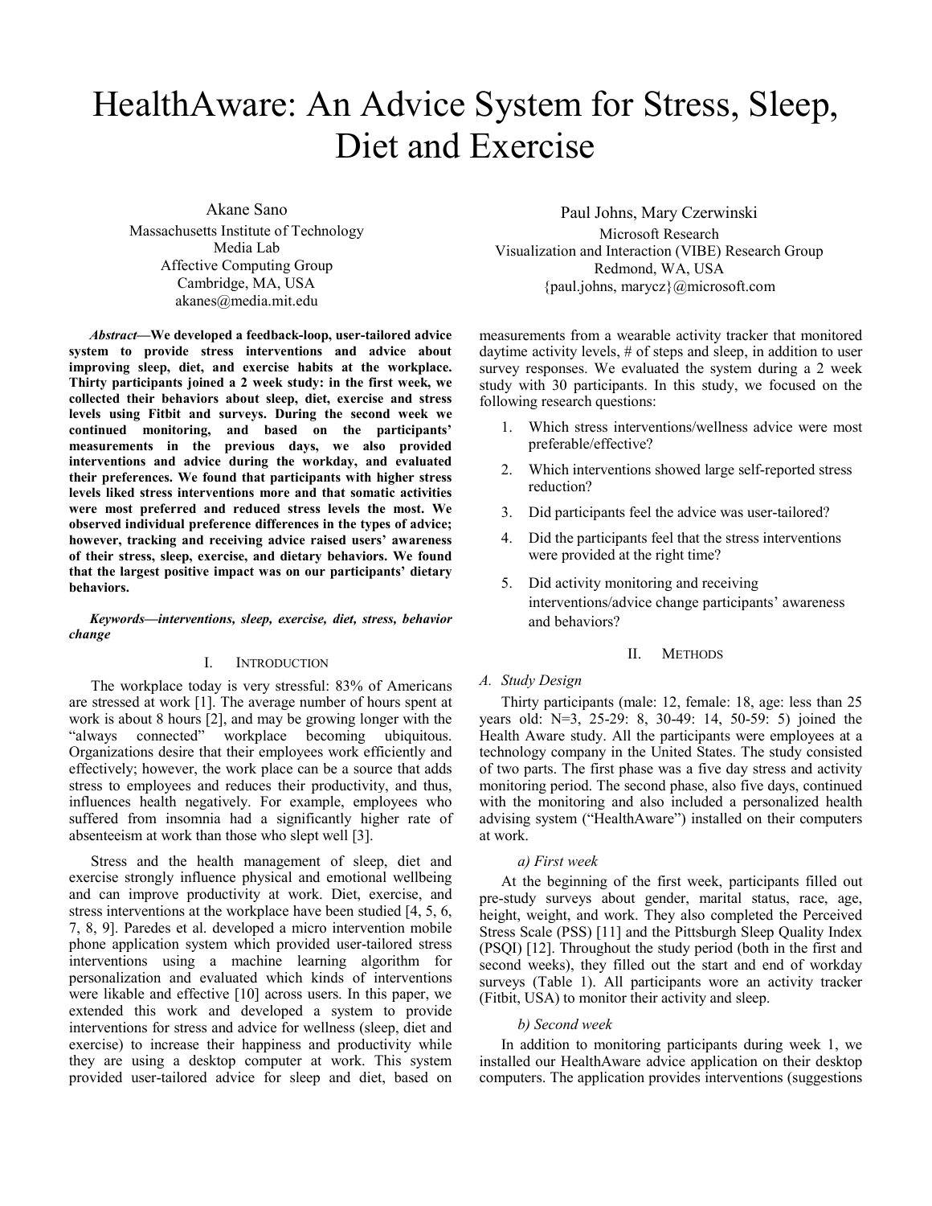# HealthAware: An Advice System for Stress, Sleep, Diet and Exercise

Akane Sano
Massachusetts Institute of Technology
Media Lab
Affective Computing Group
Cambridge, MA, USA
akanes@media.mit.edu

Paul Johns, Mary Czerwinski
Microsoft Research
Visualization and Interaction (VIBE) Research Group
Redmond, WA, USA
{paul.johns, marycz}@microsoft.com

***Abstract*—We developed a feedback-loop, user-tailored advice system to provide stress interventions and advice about improving sleep, diet, and exercise habits at the workplace. Thirty participants joined a 2 week study: in the first week, we collected their behaviors about sleep, diet, exercise and stress levels using Fitbit and surveys. During the second week we continued monitoring, and based on the participants' measurements in the previous days, we also provided interventions and advice during the workday, and evaluated their preferences. We found that participants with higher stress levels liked stress interventions more and that somatic activities were most preferred and reduced stress levels the most. We observed individual preference differences in the types of advice; however, tracking and receiving advice raised users' awareness of their stress, sleep, exercise, and dietary behaviors. We found that the largest positive impact was on our participants' dietary behaviors.**

***Keywords—interventions, sleep, exercise, diet, stress, behavior change***

## I. Introduction

The workplace today is very stressful: 83% of Americans are stressed at work [1]. The average number of hours spent at work is about 8 hours [2], and may be growing longer with the "always connected" workplace becoming ubiquitous. Organizations desire that their employees work efficiently and effectively; however, the work place can be a source that adds stress to employees and reduces their productivity, and thus, influences health negatively. For example, employees who suffered from insomnia had a significantly higher rate of absenteeism at work than those who slept well [3].

Stress and the health management of sleep, diet and exercise strongly influence physical and emotional wellbeing and can improve productivity at work. Diet, exercise, and stress interventions at the workplace have been studied [4, 5, 6, 7, 8, 9]. Paredes et al. developed a micro intervention mobile phone application system which provided user-tailored stress interventions using a machine learning algorithm for personalization and evaluated which kinds of interventions were likable and effective [10] across users. In this paper, we extended this work and developed a system to provide interventions for stress and advice for wellness (sleep, diet and exercise) to increase their happiness and productivity while they are using a desktop computer at work. This system provided user-tailored advice for sleep and diet, based on measurements from a wearable activity tracker that monitored daytime activity levels, # of steps and sleep, in addition to user survey responses. We evaluated the system during a 2 week study with 30 participants. In this study, we focused on the following research questions:

1. Which stress interventions/wellness advice were most preferable/effective?
2. Which interventions showed large self-reported stress reduction?
3. Did participants feel the advice was user-tailored?
4. Did the participants feel that the stress interventions were provided at the right time?
5. Did activity monitoring and receiving interventions/advice change participants' awareness and behaviors?

## II. Methods

### A. Study Design

Thirty participants (male: 12, female: 18, age: less than 25 years old: N=3, 25-29: 8, 30-49: 14, 50-59: 5) joined the Health Aware study. All the participants were employees at a technology company in the United States. The study consisted of two parts. The first phase was a five day stress and activity monitoring period. The second phase, also five days, continued with the monitoring and also included a personalized health advising system ("HealthAware") installed on their computers at work.

#### *a) First week*

At the beginning of the first week, participants filled out pre-study surveys about gender, marital status, race, age, height, weight, and work. They also completed the Perceived Stress Scale (PSS) [11] and the Pittsburgh Sleep Quality Index (PSQI) [12]. Throughout the study period (both in the first and second weeks), they filled out the start and end of workday surveys (Table 1). All participants wore an activity tracker (Fitbit, USA) to monitor their activity and sleep.

#### *b) Second week*

In addition to monitoring participants during week 1, we installed our HealthAware advice application on their desktop computers. The application provides interventions (suggestions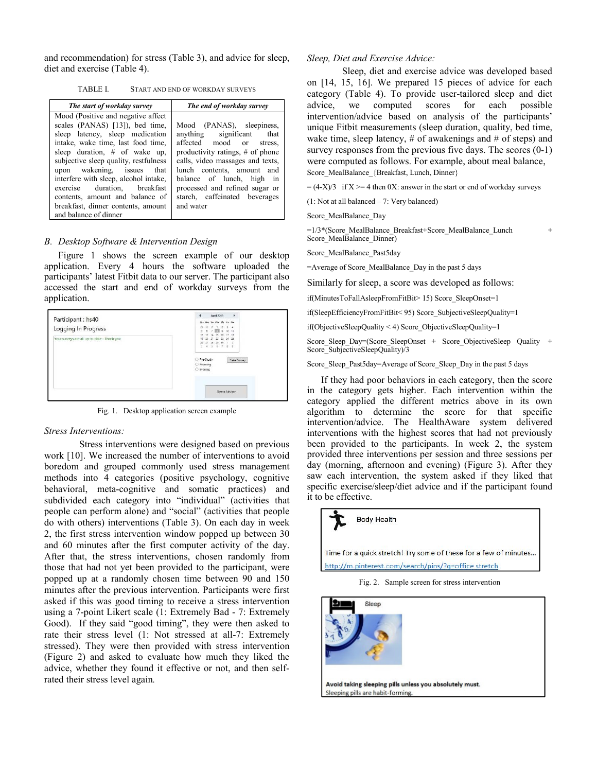and recommendation) for stress (Table 3), and advice for sleep, diet and exercise (Table 4).

TABLE I. START AND END OF WORKDAY SURVEYS

| *The start of workday survey* | *The end of workday survey* |
|---|---|
| Mood (Positive and negative affect scales (PANAS) [13]), bed time, sleep latency, sleep medication intake, wake time, last food time, sleep duration, # of wake up, subjective sleep quality, restfulness upon wakening, issues that interfere with sleep, alcohol intake, exercise duration, breakfast contents, amount and balance of breakfast, dinner contents, amount and balance of dinner | Mood (PANAS), sleepiness, anything significant that affected mood or stress, productivity ratings, # of phone calls, video massages and texts, lunch contents, amount and balance of lunch, high in processed and refined sugar or starch, caffeinated beverages and water |

### B. Desktop Software & Intervention Design

Figure 1 shows the screen example of our desktop application. Every 4 hours the software uploaded the participants' latest Fitbit data to our server. The participant also accessed the start and end of workday surveys from the application.

Fig. 1. Desktop application screen example

*Stress Interventions:*

Stress interventions were designed based on previous work [10]. We increased the number of interventions to avoid boredom and grouped commonly used stress management methods into 4 categories (positive psychology, cognitive behavioral, meta-cognitive and somatic practices) and subdivided each category into "individual" (activities that people can perform alone) and "social" (activities that people do with others) interventions (Table 3). On each day in week 2, the first stress intervention window popped up between 30 and 60 minutes after the first computer activity of the day. After that, the stress interventions, chosen randomly from those that had not yet been provided to the participant, were popped up at a randomly chosen time between 90 and 150 minutes after the previous intervention. Participants were first asked if this was good timing to receive a stress intervention using a 7-point Likert scale (1: Extremely Bad - 7: Extremely Good). If they said "good timing", they were then asked to rate their stress level (1: Not stressed at all-7: Extremely stressed). They were then provided with stress intervention (Figure 2) and asked to evaluate how much they liked the advice, whether they found it effective or not, and then self-rated their stress level again.

*Sleep, Diet and Exercise Advice:*

Sleep, diet and exercise advice was developed based on [14, 15, 16]. We prepared 15 pieces of advice for each category (Table 4). To provide user-tailored sleep and diet advice, we computed scores for each possible intervention/advice based on analysis of the participants' unique Fitbit measurements (sleep duration, quality, bed time, wake time, sleep latency, # of awakenings and # of steps) and survey responses from the previous five days. The scores (0-1) were computed as follows. For example, about meal balance,

Score_MealBalance_{Breakfast, Lunch, Dinner}

= (4-X)/3 if X >= 4 then 0X: answer in the start or end of workday surveys

(1: Not at all balanced – 7: Very balanced)

Score_MealBalance_Day

=1/3*(Score_MealBalance_Breakfast+Score_MealBalance_Lunch + Score_MealBalance_Dinner)

Score_MealBalance_Past5day

=Average of Score_MealBalance_Day in the past 5 days

Similarly for sleep, a score was developed as follows:

if(MinutesToFallAsleepFromFitBit> 15) Score_SleepOnset=1

if(SleepEfficiencyFromFitBit< 95) Score_SubjectiveSleepQuality=1

if(ObjectiveSleepQuality < 4) Score_ObjectiveSleepQuality=1

Score_Sleep_Day=(Score_SleepOnset + Score_ObjectiveSleep Quality + Score_SubjectiveSleepQuality)/3

Score_Sleep_Past5day=Average of Score_Sleep_Day in the past 5 days

If they had poor behaviors in each category, then the score in the category gets higher. Each intervention within the category applied the different metrics above in its own algorithm to determine the score for that specific intervention/advice. The HealthAware system delivered interventions with the highest scores that had not previously been provided to the participants. In week 2, the system provided three interventions per session and three sessions per day (morning, afternoon and evening) (Figure 3). After they saw each intervention, the system asked if they liked that specific exercise/sleep/diet advice and if the participant found it to be effective.

Fig. 2. Sample screen for stress intervention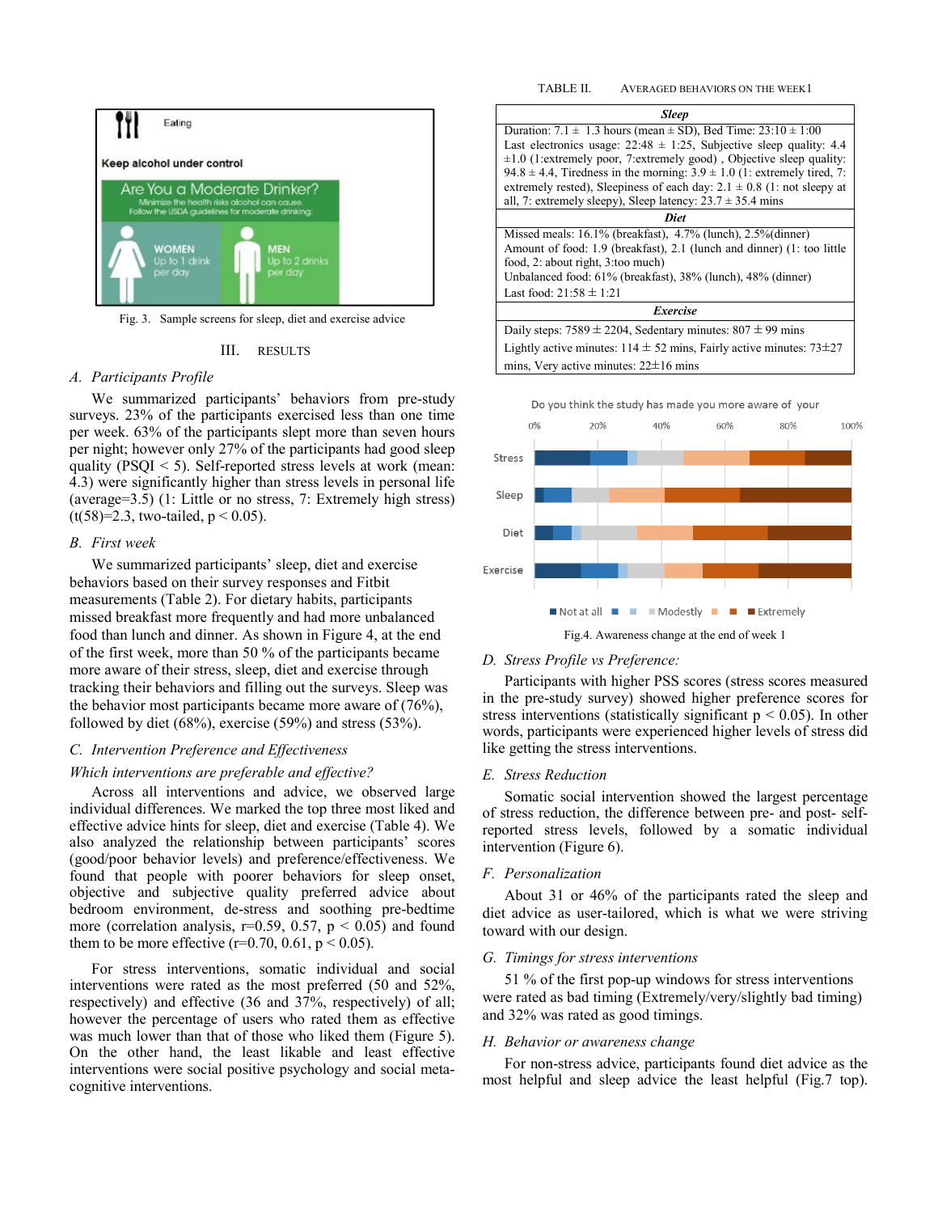Fig. 3. Sample screens for sleep, diet and exercise advice

## III. RESULTS

### *A. Participants Profile*

We summarized participants' behaviors from pre-study surveys. 23% of the participants exercised less than one time per week. 63% of the participants slept more than seven hours per night; however only 27% of the participants had good sleep quality (PSQI < 5). Self-reported stress levels at work (mean: 4.3) were significantly higher than stress levels in personal life (average=3.5) (1: Little or no stress, 7: Extremely high stress) ($t(58)=2.3$, two-tailed, $p < 0.05$).

### *B. First week*

We summarized participants' sleep, diet and exercise behaviors based on their survey responses and Fitbit measurements (Table 2). For dietary habits, participants missed breakfast more frequently and had more unbalanced food than lunch and dinner. As shown in Figure 4, at the end of the first week, more than 50 % of the participants became more aware of their stress, sleep, diet and exercise through tracking their behaviors and filling out the surveys. Sleep was the behavior most participants became more aware of (76%), followed by diet (68%), exercise (59%) and stress (53%).

### *C. Intervention Preference and Effectiveness*

*Which interventions are preferable and effective?*

Across all interventions and advice, we observed large individual differences. We marked the top three most liked and effective advice hints for sleep, diet and exercise (Table 4). We also analyzed the relationship between participants' scores (good/poor behavior levels) and preference/effectiveness. We found that people with poorer behaviors for sleep onset, objective and subjective quality preferred advice about bedroom environment, de-stress and soothing pre-bedtime more (correlation analysis, r=0.59, 0.57, $p < 0.05$) and found them to be more effective (r=0.70, 0.61, $p < 0.05$).

For stress interventions, somatic individual and social interventions were rated as the most preferred (50 and 52%, respectively) and effective (36 and 37%, respectively) of all; however the percentage of users who rated them as effective was much lower than that of those who liked them (Figure 5). On the other hand, the least likable and least effective interventions were social positive psychology and social meta-cognitive interventions.

TABLE II. AVERAGED BEHAVIORS ON THE WEEK1

| *Sleep* |
|---|
| Duration: 7.1 ± 1.3 hours (mean ± SD), Bed Time: 23:10 ± 1:00 Last electronics usage: 22:48 ± 1:25, Subjective sleep quality: 4.4 ±1.0 (1:extremely poor, 7:extremely good) , Objective sleep quality: 94.8 ± 4.4, Tiredness in the morning: 3.9 ± 1.0 (1: extremely tired, 7: extremely rested), Sleepiness of each day: 2.1 ± 0.8 (1: not sleepy at all, 7: extremely sleepy), Sleep latency: 23.7 ± 35.4 mins |
| *Diet* |
| Missed meals: 16.1% (breakfast), 4.7% (lunch), 2.5%(dinner) Amount of food: 1.9 (breakfast), 2.1 (lunch and dinner) (1: too little food, 2: about right, 3:too much) Unbalanced food: 61% (breakfast), 38% (lunch), 48% (dinner) Last food: 21:58 ± 1:21 |
| *Exercise* |
| Daily steps: 7589 ± 2204, Sedentary minutes: 807 ± 99 mins Lightly active minutes: 114 ± 52 mins, Fairly active minutes: 73±27 mins, Very active minutes: 22±16 mins |

Fig.4. Awareness change at the end of week 1

### *D. Stress Profile vs Preference:*

Participants with higher PSS scores (stress scores measured in the pre-study survey) showed higher preference scores for stress interventions (statistically significant $p < 0.05$). In other words, participants were experienced higher levels of stress did like getting the stress interventions.

### *E. Stress Reduction*

Somatic social intervention showed the largest percentage of stress reduction, the difference between pre- and post- self-reported stress levels, followed by a somatic individual intervention (Figure 6).

### *F. Personalization*

About 31 or 46% of the participants rated the sleep and diet advice as user-tailored, which is what we were striving toward with our design.

### *G. Timings for stress interventions*

51 % of the first pop-up windows for stress interventions were rated as bad timing (Extremely/very/slightly bad timing) and 32% was rated as good timings.

### *H. Behavior or awareness change*

For non-stress advice, participants found diet advice as the most helpful and sleep advice the least helpful (Fig.7 top).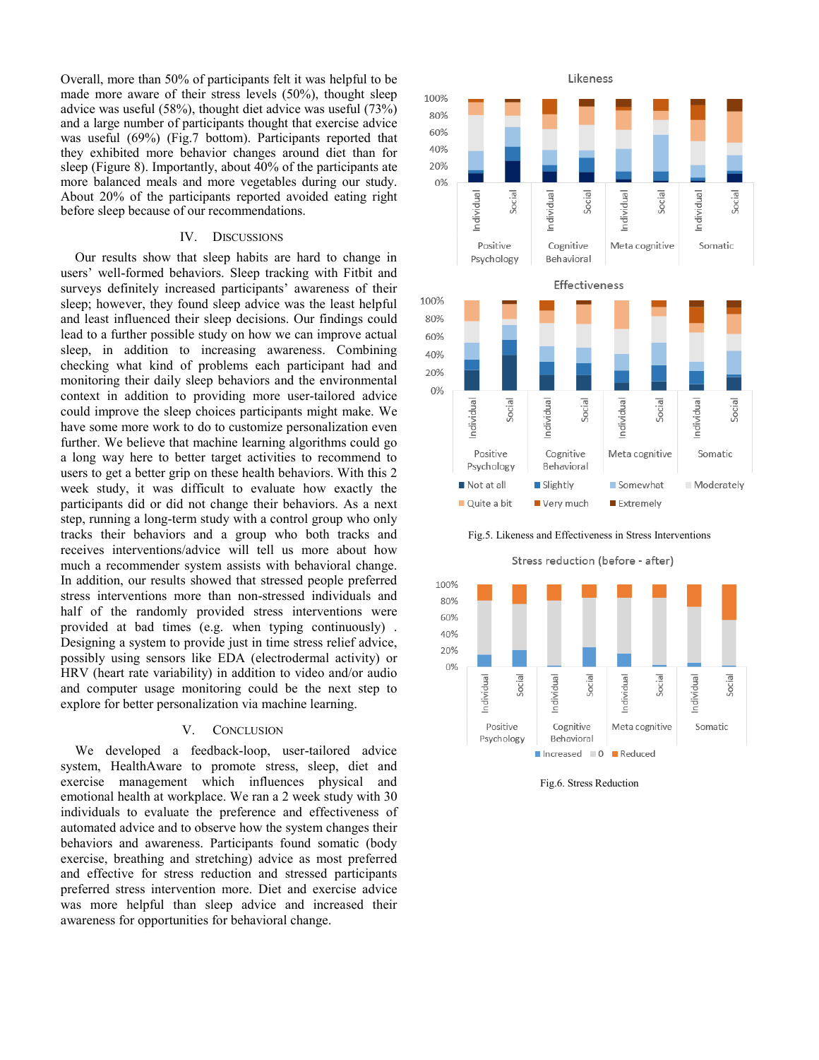Overall, more than 50% of participants felt it was helpful to be made more aware of their stress levels (50%), thought sleep advice was useful (58%), thought diet advice was useful (73%) and a large number of participants thought that exercise advice was useful (69%) (Fig.7 bottom). Participants reported that they exhibited more behavior changes around diet than for sleep (Figure 8). Importantly, about 40% of the participants ate more balanced meals and more vegetables during our study. About 20% of the participants reported avoided eating right before sleep because of our recommendations.

## IV. Discussions

Our results show that sleep habits are hard to change in users' well-formed behaviors. Sleep tracking with Fitbit and surveys definitely increased participants' awareness of their sleep; however, they found sleep advice was the least helpful and least influenced their sleep decisions. Our findings could lead to a further possible study on how we can improve actual sleep, in addition to increasing awareness. Combining checking what kind of problems each participant had and monitoring their daily sleep behaviors and the environmental context in addition to providing more user-tailored advice could improve the sleep choices participants might make. We have some more work to do to customize personalization even further. We believe that machine learning algorithms could go a long way here to better target activities to recommend to users to get a better grip on these health behaviors. With this 2 week study, it was difficult to evaluate how exactly the participants did or did not change their behaviors. As a next step, running a long-term study with a control group who only tracks their behaviors and a group who both tracks and receives interventions/advice will tell us more about how much a recommender system assists with behavioral change. In addition, our results showed that stressed people preferred stress interventions more than non-stressed individuals and half of the randomly provided stress interventions were provided at bad times (e.g. when typing continuously) . Designing a system to provide just in time stress relief advice, possibly using sensors like EDA (electrodermal activity) or HRV (heart rate variability) in addition to video and/or audio and computer usage monitoring could be the next step to explore for better personalization via machine learning.

## V. Conclusion

We developed a feedback-loop, user-tailored advice system, HealthAware to promote stress, sleep, diet and exercise management which influences physical and emotional health at workplace. We ran a 2 week study with 30 individuals to evaluate the preference and effectiveness of automated advice and to observe how the system changes their behaviors and awareness. Participants found somatic (body exercise, breathing and stretching) advice as most preferred and effective for stress reduction and stressed participants preferred stress intervention more. Diet and exercise advice was more helpful than sleep advice and increased their awareness for opportunities for behavioral change.

Likeness

100%
80%
60%
40%
20%
0%

Individual Social Individual Social Individual Social Individual Social

Positive Psychology | Cognitive Behavioral | Meta cognitive | Somatic

Effectiveness

100%
80%
60%
40%
20%
0%

Individual Social Individual Social Individual Social Individual Social

Positive Psychology | Cognitive Behavioral | Meta cognitive | Somatic

Not at all | Slightly | Somewhat | Moderately | Quite a bit | Very much | Extremely

Fig.5. Likeness and Effectiveness in Stress Interventions

Stress reduction (before - after)

100%
80%
60%
40%
20%
0%

Individual Social Individual Social Individual Social Individual Social

Positive Psychology | Cognitive Behavioral | Meta cognitive | Somatic

Increased | 0 | Reduced

Fig.6. Stress Reduction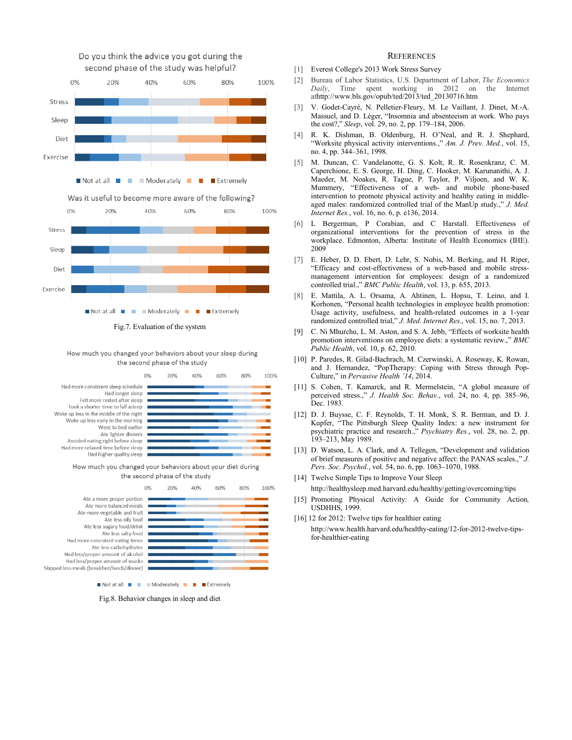Do you think the advice you got during the second phase of the study was helpful?

Was it useful to become more aware of the following?

Fig.7. Evaluation of the system

How much you changed your behaviors about your sleep during the second phase of the study

How much you changed your behaviors about your diet during the second phase of the study

Fig.8. Behavior changes in sleep and diet

## REFERENCES

[1] Everest College's 2013 Work Stress Survey

[2] Bureau of Labor Statistics, U.S. Department of Labor, *The Economics Daily*, Time spent working in 2012 on the Internet athttp://www.bls.gov/opub/ted/2013/ted_20130716.htm

[3] V. Godet-Cayré, N. Pelletier-Fleury, M. Le Vaillant, J. Dinet, M.-A. Massuel, and D. Léger, "Insomnia and absenteeism at work. Who pays the cost?," *Sleep*, vol. 29, no. 2, pp. 179–184, 2006.

[4] R. K. Dishman, B. Oldenburg, H. O'Neal, and R. J. Shephard, "Worksite physical activity interventions.," *Am. J. Prev. Med.*, vol. 15, no. 4, pp. 344–361, 1998.

[5] M. Duncan, C. Vandelanotte, G. S. Kolt, R. R. Rosenkranz, C. M. Caperchione, E. S. George, H. Ding, C. Hooker, M. Karunanithi, A. J. Maeder, M. Noakes, R. Tague, P. Taylor, P. Viljoen, and W. K. Mummery, "Effectiveness of a web- and mobile phone-based intervention to promote physical activity and healthy eating in middle-aged males: randomized controlled trial of the ManUp study.," *J. Med. Internet Res.*, vol. 16, no. 6, p. e136, 2014.

[6] L Bergerman, P Corabian, and C Harstall. Effectiveness of organizational interventions for the prevention of stress in the workplace. Edmonton, Alberta: Institute of Health Economics (IHE). 2009

[7] E. Heber, D. D. Ebert, D. Lehr, S. Nobis, M. Berking, and H. Riper, "Efficacy and cost-effectiveness of a web-based and mobile stress-management intervention for employees: design of a randomized controlled trial.," *BMC Public Health*, vol. 13, p. 655, 2013.

[8] E. Mattila, A. L. Orsama, A. Ahtinen, L. Hopsu, T. Leino, and I. Korhonen, "Personal health technologies in employee health promotion: Usage activity, usefulness, and health-related outcomes in a 1-year randomized controlled trial," *J. Med. Internet Res.*, vol. 15, no. 7, 2013.

[9] C. Ni Mhurchu, L. M. Aston, and S. A. Jebb, "Effects of worksite health promotion interventions on employee diets: a systematic review.," *BMC Public Health*, vol. 10, p. 62, 2010.

[10] P. Paredes, R. Gilad-Bachrach, M. Czerwinski, A. Roseway, K. Rowan, and J. Hernandez, "PopTherapy: Coping with Stress through Pop-Culture," in *Pervasive Health '14*, 2014.

[11] S. Cohen, T. Kamarck, and R. Mermelstein, "A global measure of perceived stress.," *J. Health Soc. Behav.*, vol. 24, no. 4, pp. 385–96, Dec. 1983.

[12] D. J. Buysse, C. F. Reynolds, T. H. Monk, S. R. Berman, and D. J. Kupfer, "The Pittsburgh Sleep Quality Index: a new instrument for psychiatric practice and research.," *Psychiatry Res.*, vol. 28, no. 2, pp. 193–213, May 1989.

[13] D. Watson, L. A. Clark, and A. Tellegen, "Development and validation of brief measures of positive and negative affect: the PANAS scales.," *J. Pers. Soc. Psychol.*, vol. 54, no. 6, pp. 1063–1070, 1988.

[14] Twelve Simple Tips to Improve Your Sleep http://healthysleep.med.harvard.edu/healthy/getting/overcoming/tips

[15] Promoting Physical Activity: A Guide for Community Action, USDHHS, 1999.

[16] 12 for 2012: Twelve tips for healthier eating http://www.health.harvard.edu/healthy-eating/12-for-2012-twelve-tips-for-healthier-eating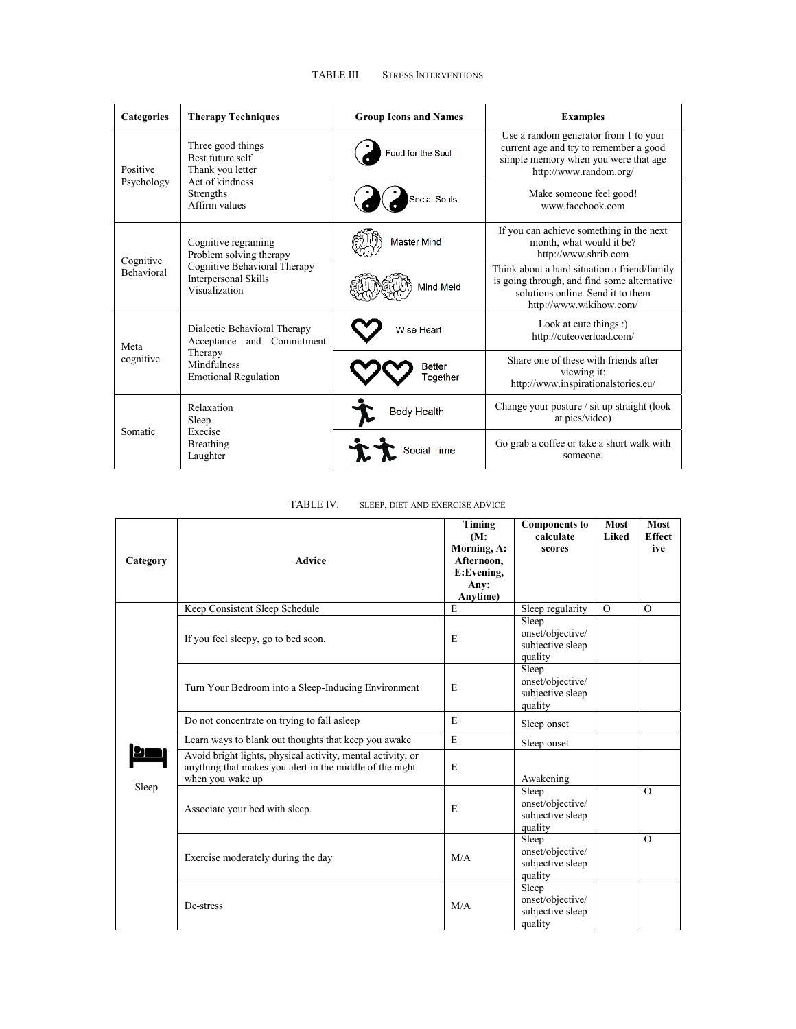TABLE III. STRESS INTERVENTIONS

| Categories | Therapy Techniques | Group Icons and Names | Examples |
|---|---|---|---|
| Positive Psychology | Three good things<br>Best future self<br>Thank you letter<br>Act of kindness<br>Strengths<br>Affirm values | Food for the Soul | Use a random generator from 1 to your current age and try to remember a good simple memory when you were that age http://www.random.org/ |
| | | Social Souls | Make someone feel good! www.facebook.com |
| Cognitive Behavioral | Cognitive regraming<br>Problem solving therapy<br>Cognitive Behavioral Therapy<br>Interpersonal Skills<br>Visualization | Master Mind | If you can achieve something in the next month, what would it be? http://www.shrib.com |
| | | Mind Meld | Think about a hard situation a friend/family is going through, and find some alternative solutions online. Send it to them http://www.wikihow.com/ |
| Meta cognitive | Dialectic Behavioral Therapy<br>Acceptance and Commitment Therapy<br>Mindfulness<br>Emotional Regulation | Wise Heart | Look at cute things :) http://cuteoverload.com/ |
| | | Better Together | Share one of these with friends after viewing it: http://www.inspirationalstories.eu/ |
| Somatic | Relaxation<br>Sleep<br>Execise<br>Breathing<br>Laughter | Body Health | Change your posture / sit up straight (look at pics/video) |
| | | Social Time | Go grab a coffee or take a short walk with someone. |

TABLE IV. SLEEP, DIET AND EXERCISE ADVICE

| Category | Advice | Timing (M: Morning, A: Afternoon, E:Evening, Any: Anytime) | Components to calculate scores | Most Liked | Most Effective |
|---|---|---|---|---|---|
| Sleep | Keep Consistent Sleep Schedule | E | Sleep regularity | O | O |
| | If you feel sleepy, go to bed soon. | E | Sleep onset/objective/ subjective sleep quality | | |
| | Turn Your Bedroom into a Sleep-Inducing Environment | E | Sleep onset/objective/ subjective sleep quality | | |
| | Do not concentrate on trying to fall asleep | E | Sleep onset | | |
| | Learn ways to blank out thoughts that keep you awake | E | Sleep onset | | |
| | Avoid bright lights, physical activity, mental activity, or anything that makes you alert in the middle of the night when you wake up | E | Awakening | | |
| | Associate your bed with sleep. | E | Sleep onset/objective/ subjective sleep quality | | O |
| | Exercise moderately during the day | M/A | Sleep onset/objective/ subjective sleep quality | | O |
| | De-stress | M/A | Sleep onset/objective/ subjective sleep quality | | |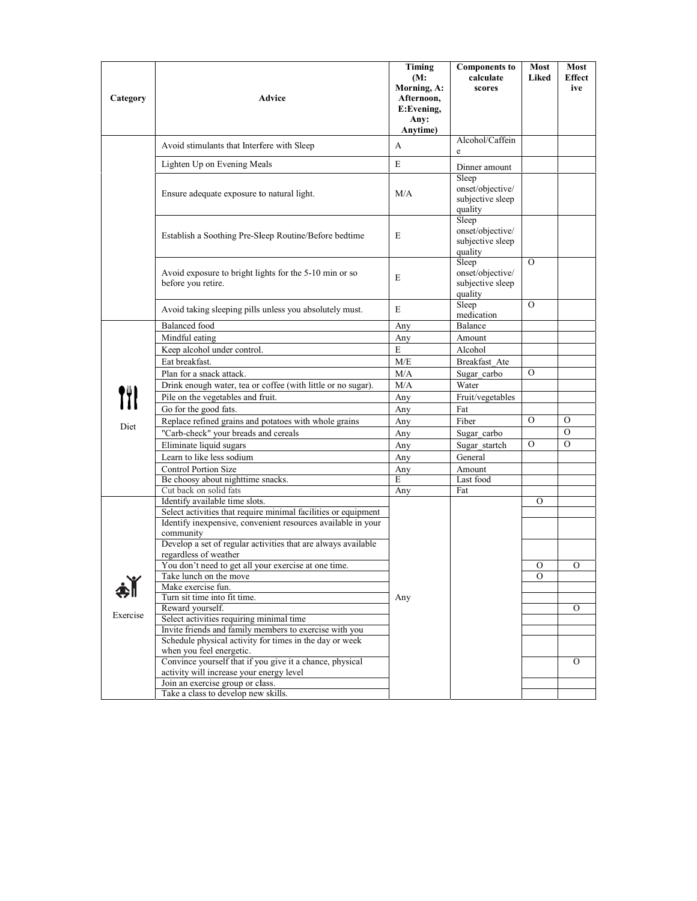| Category | Advice | Timing (M: Morning, A: Afternoon, E:Evening, Any: Anytime) | Components to calculate scores | Most Liked | Most Effective |
|---|---|---|---|---|---|
| | Avoid stimulants that Interfere with Sleep | A | Alcohol/Caffeine | | |
| | Lighten Up on Evening Meals | E | Dinner amount | | |
| | Ensure adequate exposure to natural light. | M/A | Sleep onset/objective/ subjective sleep quality | | |
| | Establish a Soothing Pre-Sleep Routine/Before bedtime | E | Sleep onset/objective/ subjective sleep quality | | |
| | Avoid exposure to bright lights for the 5-10 min or so before you retire. | E | Sleep onset/objective/ subjective sleep quality | O | |
| | Avoid taking sleeping pills unless you absolutely must. | E | Sleep medication | O | |
| Diet | Balanced food | Any | Balance | | |
| | Mindful eating | Any | Amount | | |
| | Keep alcohol under control. | E | Alcohol | | |
| | Eat breakfast. | M/E | Breakfast_Ate | | |
| | Plan for a snack attack. | M/A | Sugar_carbo | O | |
| | Drink enough water, tea or coffee (with little or no sugar). | M/A | Water | | |
| | Pile on the vegetables and fruit. | Any | Fruit/vegetables | | |
| | Go for the good fats. | Any | Fat | | |
| | Replace refined grains and potatoes with whole grains | Any | Fiber | O | O |
| | "Carb-check" your breads and cereals | Any | Sugar_carbo | | O |
| | Eliminate liquid sugars | Any | Sugar_startch | O | O |
| | Learn to like less sodium | Any | General | | |
| | Control Portion Size | Any | Amount | | |
| | Be choosy about nighttime snacks. | E | Last food | | |
| | Cut back on solid fats | Any | Fat | | |
| Exercise | Identify available time slots. | Any | | O | |
| | Select activities that require minimal facilities or equipment | | | | |
| | Identify inexpensive, convenient resources available in your community | | | | |
| | Develop a set of regular activities that are always available regardless of weather | | | | |
| | You don't need to get all your exercise at one time. | | | O | O |
| | Take lunch on the move | | | O | |
| | Make exercise fun. | | | | |
| | Turn sit time into fit time. | | | | |
| | Reward yourself. | | | | O |
| | Select activities requiring minimal time | | | | |
| | Invite friends and family members to exercise with you | | | | |
| | Schedule physical activity for times in the day or week when you feel energetic. | | | | |
| | Convince yourself that if you give it a chance, physical activity will increase your energy level | | | | O |
| | Join an exercise group or class. | | | | |
| | Take a class to develop new skills. | | | | |